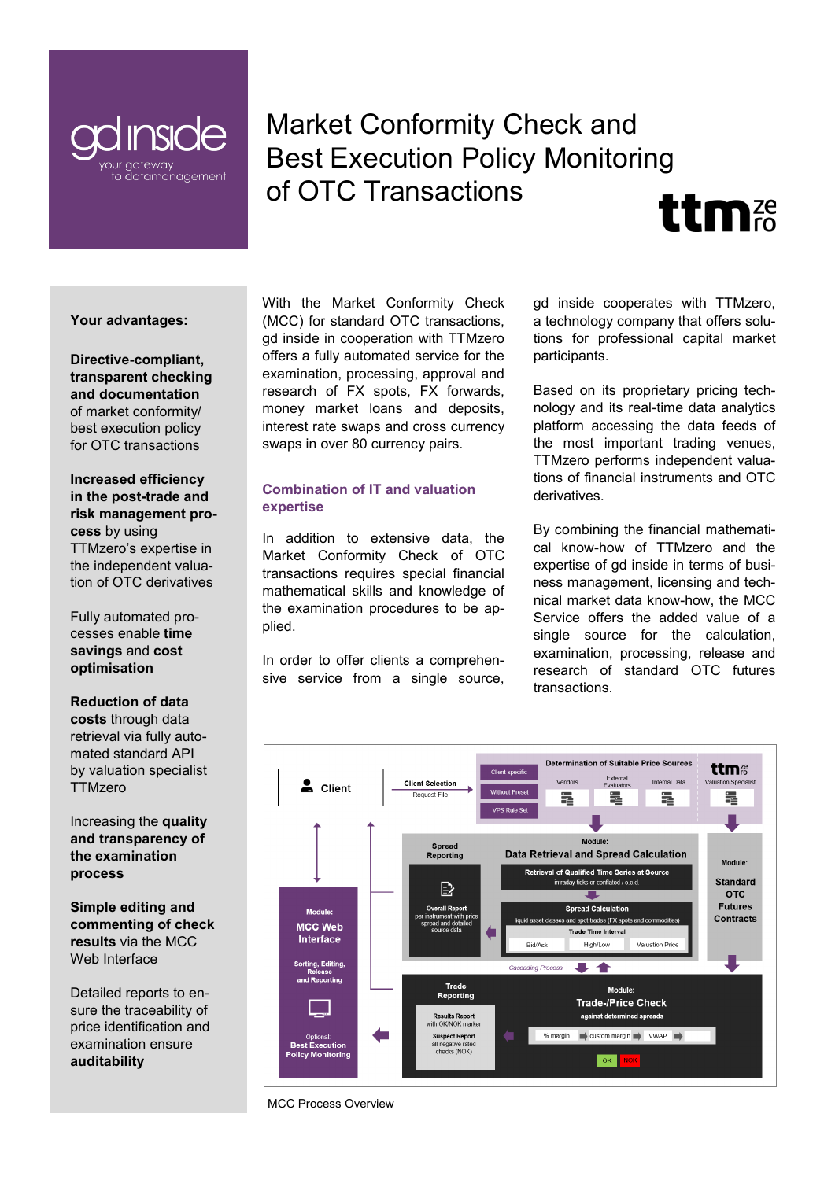gd inside
your gateway to datamanagement

# Market Conformity Check and Best Execution Policy Monitoring of OTC Transactions

ttm zero

**Your advantages:**

**Directive-compliant, transparent checking and documentation** of market conformity/ best execution policy for OTC transactions

**Increased efficiency in the post-trade and risk management process** by using TTMzero's expertise in the independent valuation of OTC derivatives

Fully automated processes enable **time savings** and **cost optimisation**

**Reduction of data costs** through data retrieval via fully automated standard API by valuation specialist TTMzero

Increasing the **quality and transparency of the examination process**

**Simple editing and commenting of check results** via the MCC Web Interface

Detailed reports to ensure the traceability of price identification and examination ensure **auditability**

With the Market Conformity Check (MCC) for standard OTC transactions, gd inside in cooperation with TTMzero offers a fully automated service for the examination, processing, approval and research of FX spots, FX forwards, money market loans and deposits, interest rate swaps and cross currency swaps in over 80 currency pairs.

## Combination of IT and valuation expertise

In addition to extensive data, the Market Conformity Check of OTC transactions requires special financial mathematical skills and knowledge of the examination procedures to be applied.

In order to offer clients a comprehensive service from a single source, gd inside cooperates with TTMzero, a technology company that offers solutions for professional capital market participants.

Based on its proprietary pricing technology and its real-time data analytics platform accessing the data feeds of the most important trading venues, TTMzero performs independent valuations of financial instruments and OTC derivatives.

By combining the financial mathematical know-how of TTMzero and the expertise of gd inside in terms of business management, licensing and technical market data know-how, the MCC Service offers the added value of a single source for the calculation, examination, processing, release and research of standard OTC futures transactions.

MCC Process Overview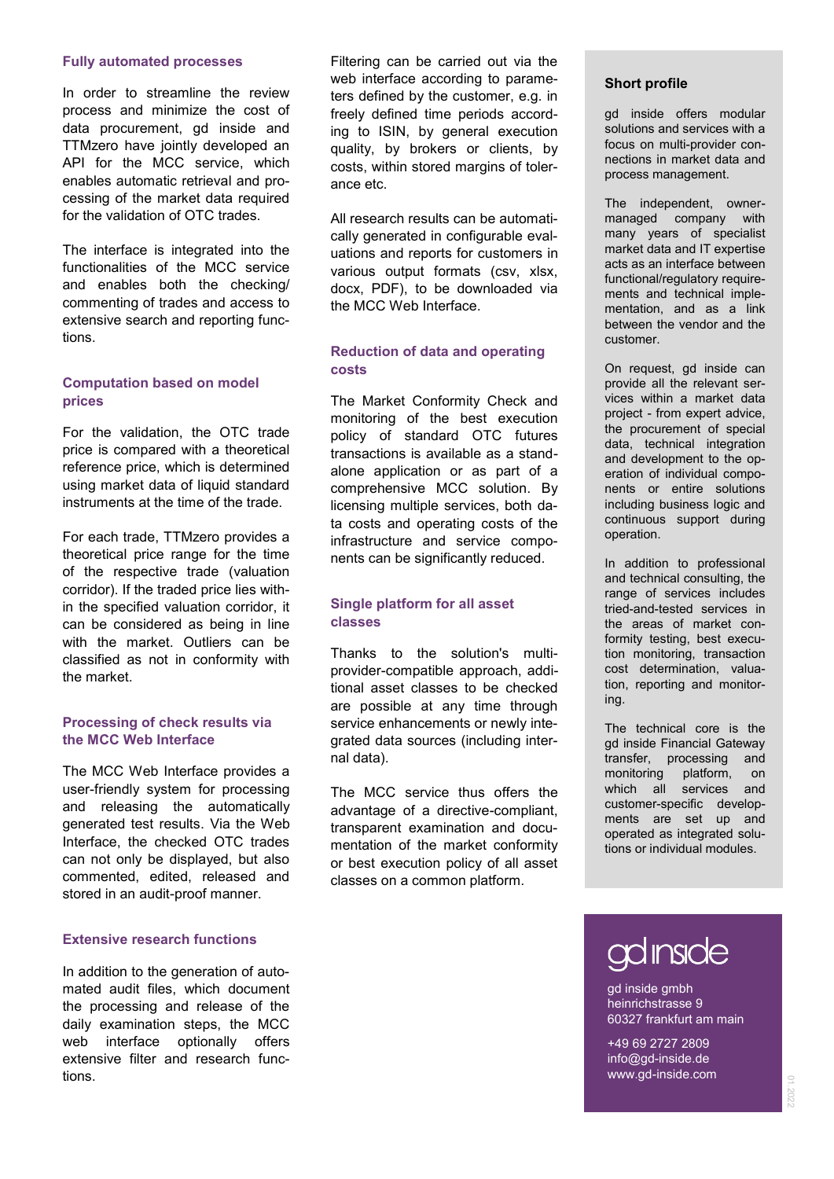### Fully automated processes

In order to streamline the review process and minimize the cost of data procurement, gd inside and TTMzero have jointly developed an API for the MCC service, which enables automatic retrieval and processing of the market data required for the validation of OTC trades.

The interface is integrated into the functionalities of the MCC service and enables both the checking/commenting of trades and access to extensive search and reporting functions.

### Computation based on model prices

For the validation, the OTC trade price is compared with a theoretical reference price, which is determined using market data of liquid standard instruments at the time of the trade.

For each trade, TTMzero provides a theoretical price range for the time of the respective trade (valuation corridor). If the traded price lies within the specified valuation corridor, it can be considered as being in line with the market. Outliers can be classified as not in conformity with the market.

### Processing of check results via the MCC Web Interface

The MCC Web Interface provides a user-friendly system for processing and releasing the automatically generated test results. Via the Web Interface, the checked OTC trades can not only be displayed, but also commented, edited, released and stored in an audit-proof manner.

### Extensive research functions

In addition to the generation of automated audit files, which document the processing and release of the daily examination steps, the MCC web interface optionally offers extensive filter and research functions.

Filtering can be carried out via the web interface according to parameters defined by the customer, e.g. in freely defined time periods according to ISIN, by general execution quality, by brokers or clients, by costs, within stored margins of tolerance etc.

All research results can be automatically generated in configurable evaluations and reports for customers in various output formats (csv, xlsx, docx, PDF), to be downloaded via the MCC Web Interface.

### Reduction of data and operating costs

The Market Conformity Check and monitoring of the best execution policy of standard OTC futures transactions is available as a standalone application or as part of a comprehensive MCC solution. By licensing multiple services, both data costs and operating costs of the infrastructure and service components can be significantly reduced.

### Single platform for all asset classes

Thanks to the solution's multi-provider-compatible approach, additional asset classes to be checked are possible at any time through service enhancements or newly integrated data sources (including internal data).

The MCC service thus offers the advantage of a directive-compliant, transparent examination and documentation of the market conformity or best execution policy of all asset classes on a common platform.

### Short profile

gd inside offers modular solutions and services with a focus on multi-provider connections in market data and process management.

The independent, owner-managed company with many years of specialist market data and IT expertise acts as an interface between functional/regulatory requirements and technical implementation, and as a link between the vendor and the customer.

On request, gd inside can provide all the relevant services within a market data project - from expert advice, the procurement of special data, technical integration and development to the operation of individual components or entire solutions including business logic and continuous support during operation.

In addition to professional and technical consulting, the range of services includes tried-and-tested services in the areas of market conformity testing, best execution monitoring, transaction cost determination, valuation, reporting and monitoring.

The technical core is the gd inside Financial Gateway transfer, processing and monitoring platform, on which all services and customer-specific developments are set up and operated as integrated solutions or individual modules.

gd inside

gd inside gmbh
heinrichstrasse 9
60327 frankfurt am main

+49 69 2727 2809
info@gd-inside.de
www.gd-inside.com

01.2022